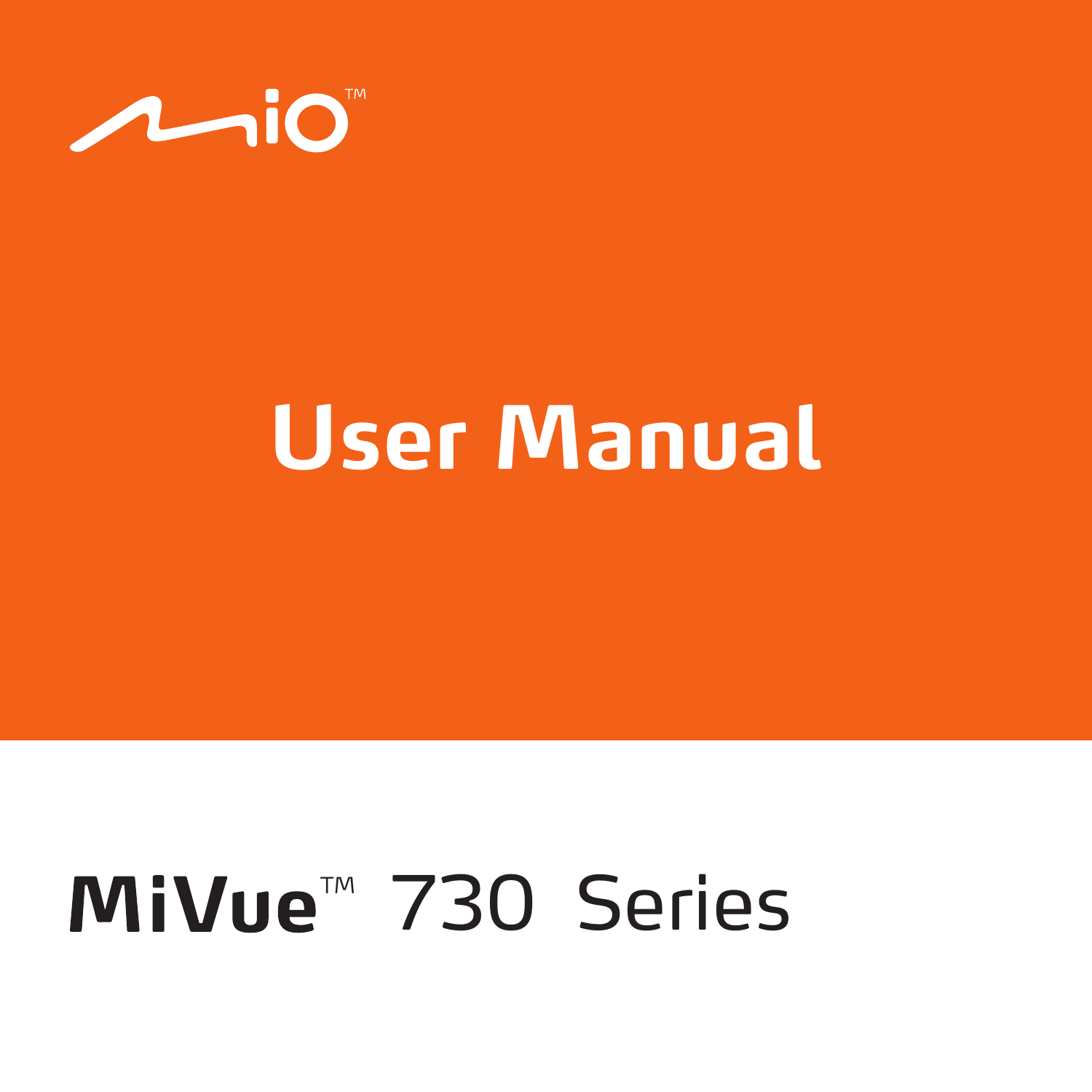mio™

# User Manual

## MiVue™ 730 Series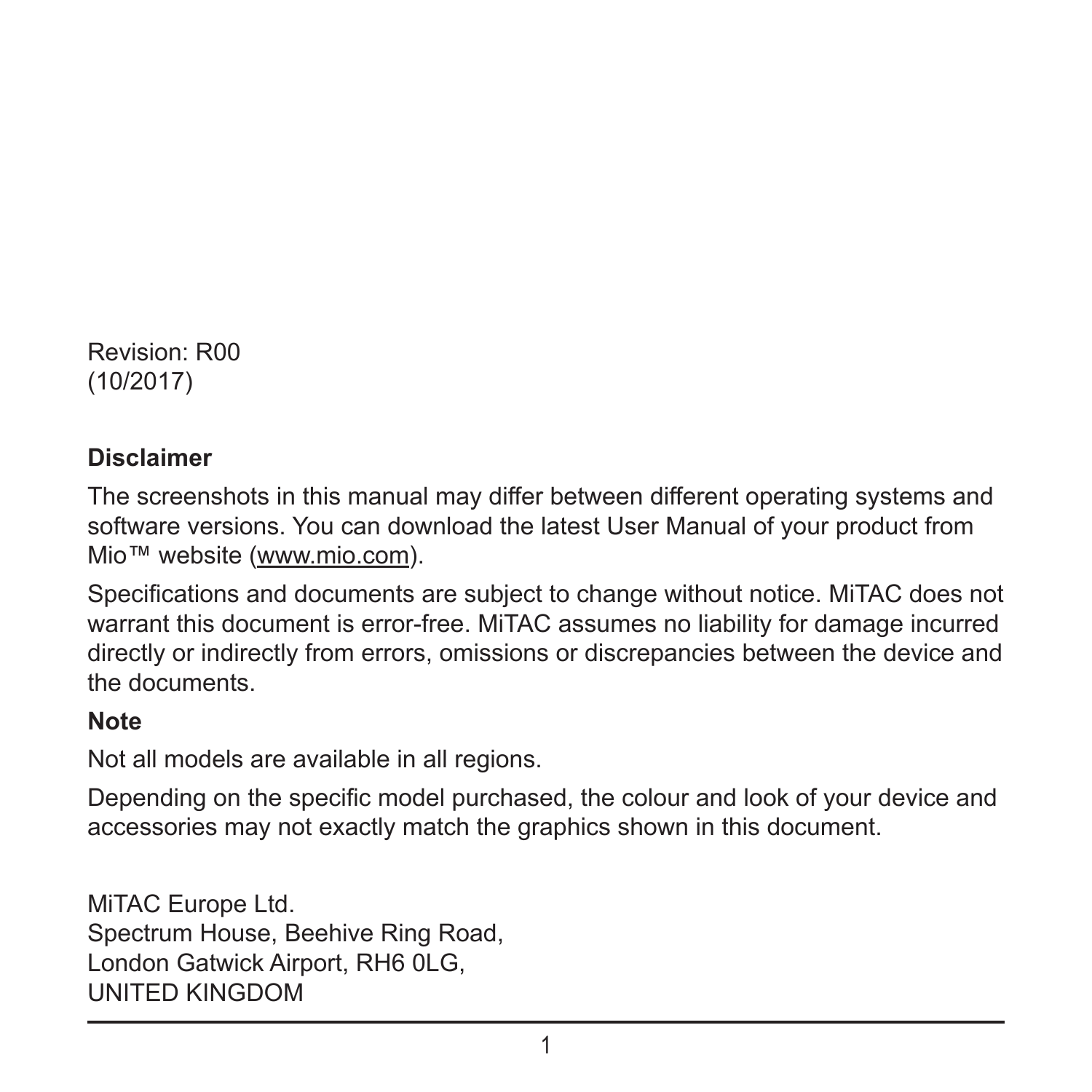Revision: R00
(10/2017)

**Disclaimer**

The screenshots in this manual may differ between different operating systems and software versions. You can download the latest User Manual of your product from Mio™ website (www.mio.com).

Specifications and documents are subject to change without notice. MiTAC does not warrant this document is error-free. MiTAC assumes no liability for damage incurred directly or indirectly from errors, omissions or discrepancies between the device and the documents.

**Note**

Not all models are available in all regions.

Depending on the specific model purchased, the colour and look of your device and accessories may not exactly match the graphics shown in this document.

MiTAC Europe Ltd.
Spectrum House, Beehive Ring Road,
London Gatwick Airport, RH6 0LG,
UNITED KINGDOM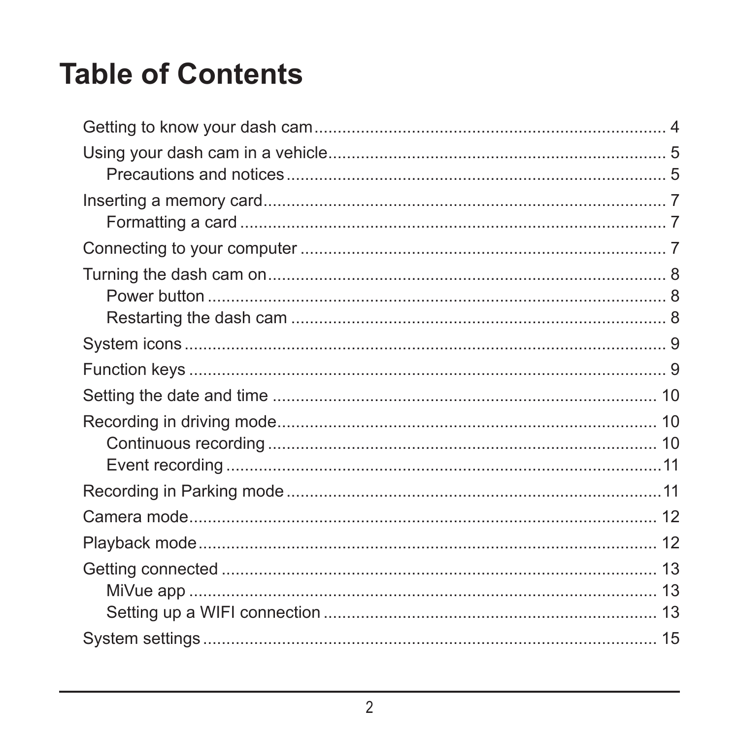# Table of Contents

Getting to know your dash cam .......... 4

Using your dash cam in a vehicle .......... 5

- Precautions and notices .......... 5

Inserting a memory card .......... 7

- Formatting a card .......... 7

Connecting to your computer .......... 7

Turning the dash cam on .......... 8

- Power button .......... 8
- Restarting the dash cam .......... 8

System icons .......... 9

Function keys .......... 9

Setting the date and time .......... 10

Recording in driving mode .......... 10

- Continuous recording .......... 10
- Event recording .......... 11

Recording in Parking mode .......... 11

Camera mode .......... 12

Playback mode .......... 12

Getting connected .......... 13

- MiVue app .......... 13
- Setting up a WIFI connection .......... 13

System settings .......... 15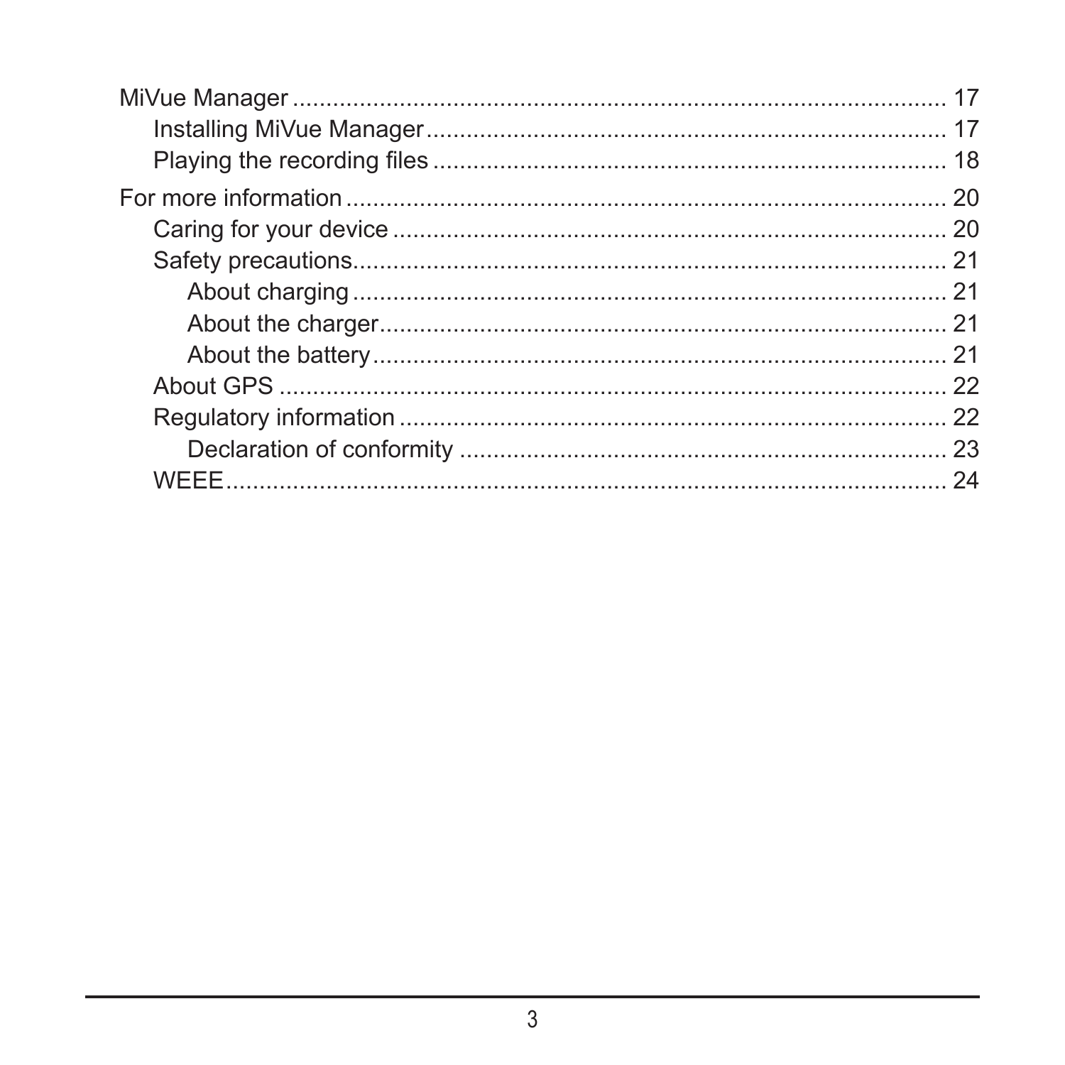MiVue Manager ........................................................................................ 17
    Installing MiVue Manager ................................................................... 17
    Playing the recording files ................................................................. 18

For more information ............................................................................... 20
    Caring for your device ......................................................................... 20
    Safety precautions................................................................................ 21
        About charging ................................................................................ 21
        About the charger............................................................................ 21
        About the battery ............................................................................. 21
    About GPS ............................................................................................ 22
    Regulatory information ......................................................................... 22
        Declaration of conformity ................................................................ 23
    WEEE.................................................................................................... 24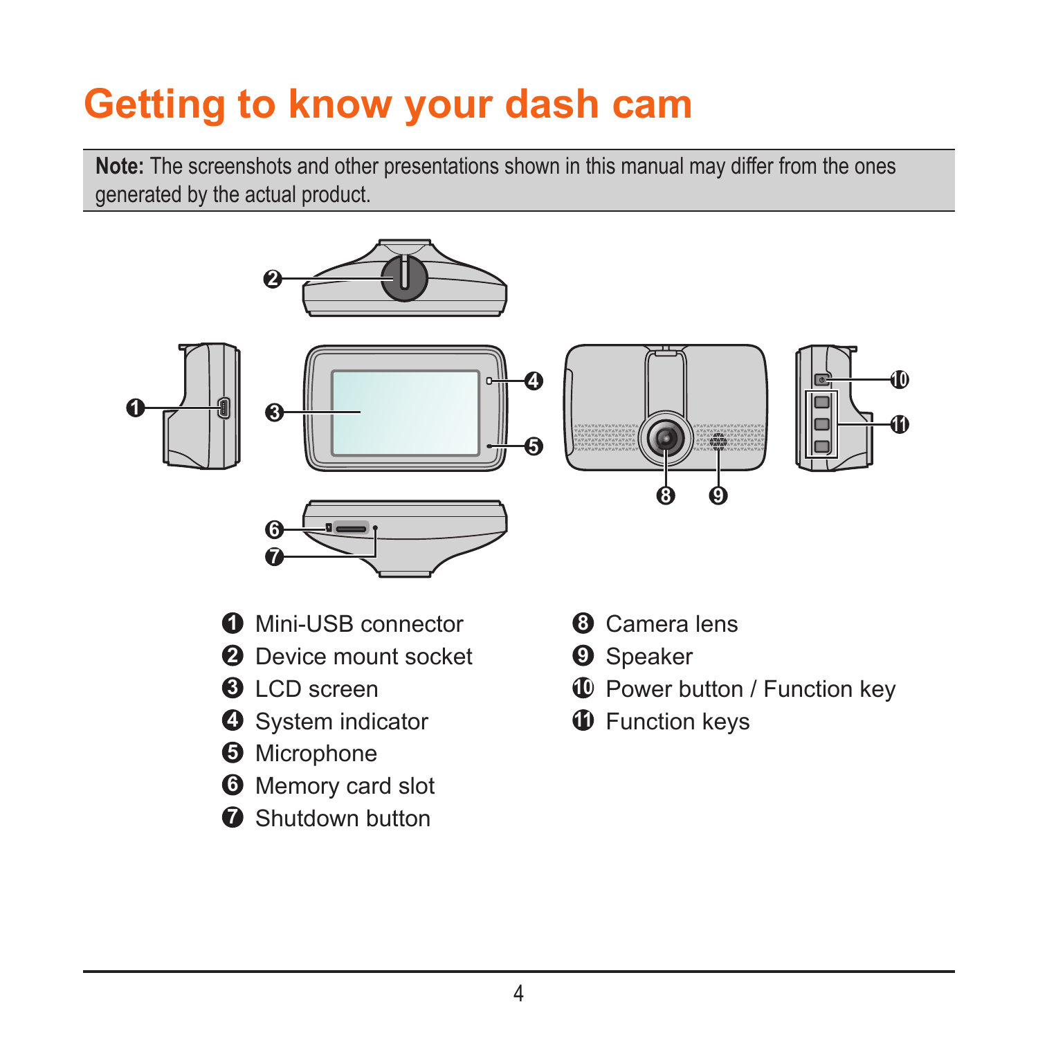# Getting to know your dash cam

**Note:** The screenshots and other presentations shown in this manual may differ from the ones generated by the actual product.

1. Mini-USB connector
2. Device mount socket
3. LCD screen
4. System indicator
5. Microphone
6. Memory card slot
7. Shutdown button
8. Camera lens
9. Speaker
10. Power button / Function key
11. Function keys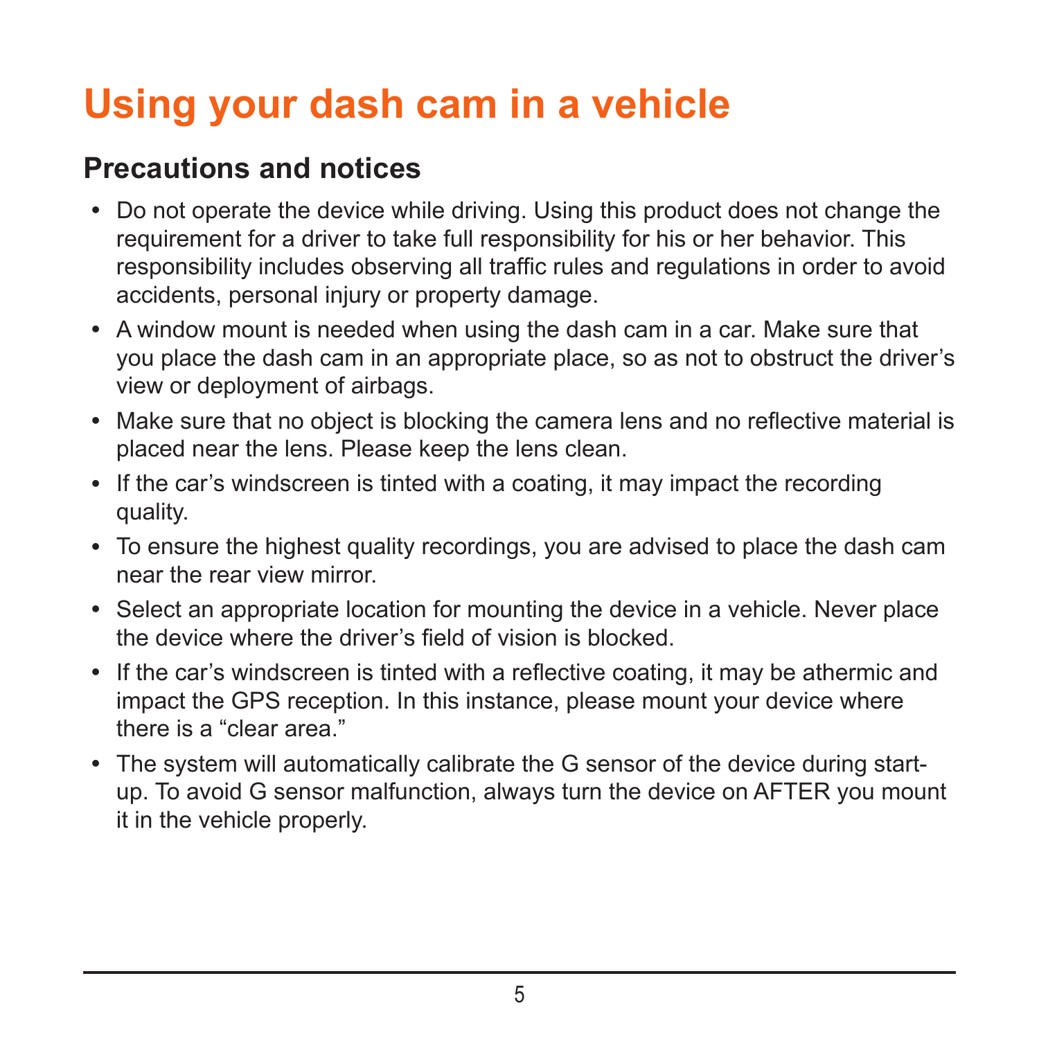# Using your dash cam in a vehicle

## Precautions and notices

- Do not operate the device while driving. Using this product does not change the requirement for a driver to take full responsibility for his or her behavior. This responsibility includes observing all traffic rules and regulations in order to avoid accidents, personal injury or property damage.
- A window mount is needed when using the dash cam in a car. Make sure that you place the dash cam in an appropriate place, so as not to obstruct the driver's view or deployment of airbags.
- Make sure that no object is blocking the camera lens and no reflective material is placed near the lens. Please keep the lens clean.
- If the car's windscreen is tinted with a coating, it may impact the recording quality.
- To ensure the highest quality recordings, you are advised to place the dash cam near the rear view mirror.
- Select an appropriate location for mounting the device in a vehicle. Never place the device where the driver's field of vision is blocked.
- If the car's windscreen is tinted with a reflective coating, it may be athermic and impact the GPS reception. In this instance, please mount your device where there is a "clear area."
- The system will automatically calibrate the G sensor of the device during start-up. To avoid G sensor malfunction, always turn the device on AFTER you mount it in the vehicle properly.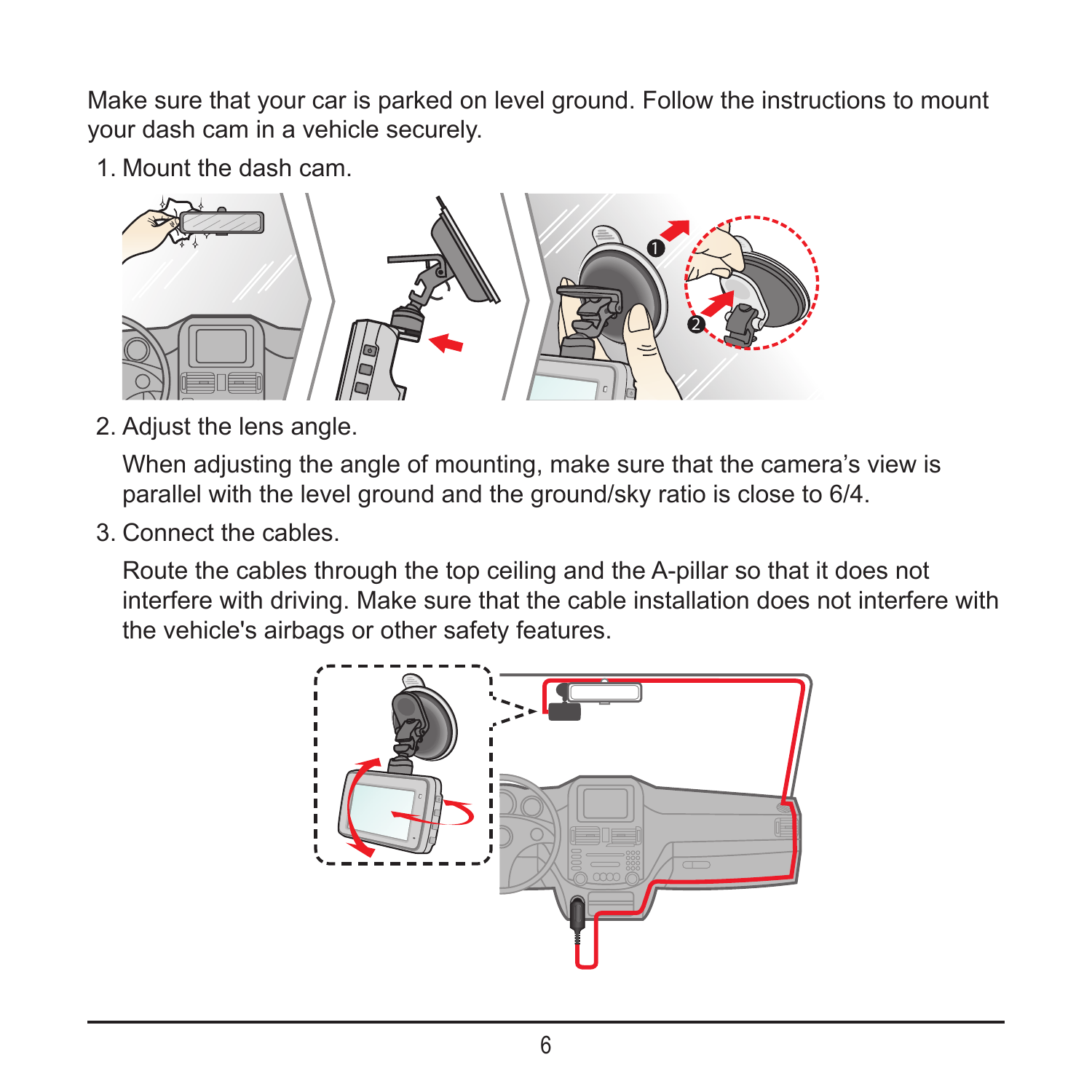Make sure that your car is parked on level ground. Follow the instructions to mount your dash cam in a vehicle securely.

1. Mount the dash cam.

2. Adjust the lens angle.

   When adjusting the angle of mounting, make sure that the camera's view is parallel with the level ground and the ground/sky ratio is close to 6/4.

3. Connect the cables.

   Route the cables through the top ceiling and the A-pillar so that it does not interfere with driving. Make sure that the cable installation does not interfere with the vehicle's airbags or other safety features.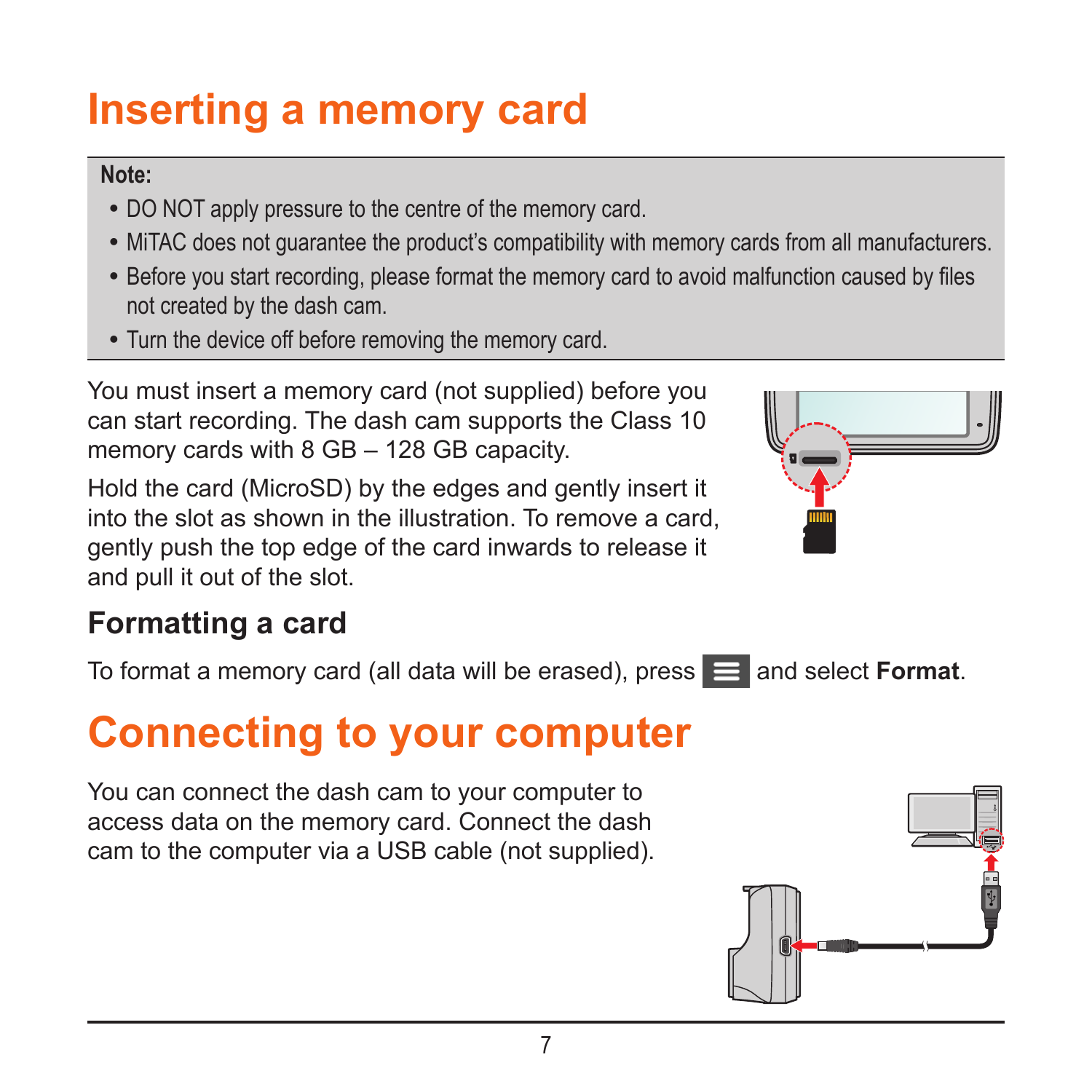# Inserting a memory card

**Note:**

- DO NOT apply pressure to the centre of the memory card.
- MiTAC does not guarantee the product's compatibility with memory cards from all manufacturers.
- Before you start recording, please format the memory card to avoid malfunction caused by files not created by the dash cam.
- Turn the device off before removing the memory card.

You must insert a memory card (not supplied) before you can start recording. The dash cam supports the Class 10 memory cards with 8 GB – 128 GB capacity.

Hold the card (MicroSD) by the edges and gently insert it into the slot as shown in the illustration. To remove a card, gently push the top edge of the card inwards to release it and pull it out of the slot.

## Formatting a card

To format a memory card (all data will be erased), press ☰ and select **Format**.

# Connecting to your computer

You can connect the dash cam to your computer to access data on the memory card. Connect the dash cam to the computer via a USB cable (not supplied).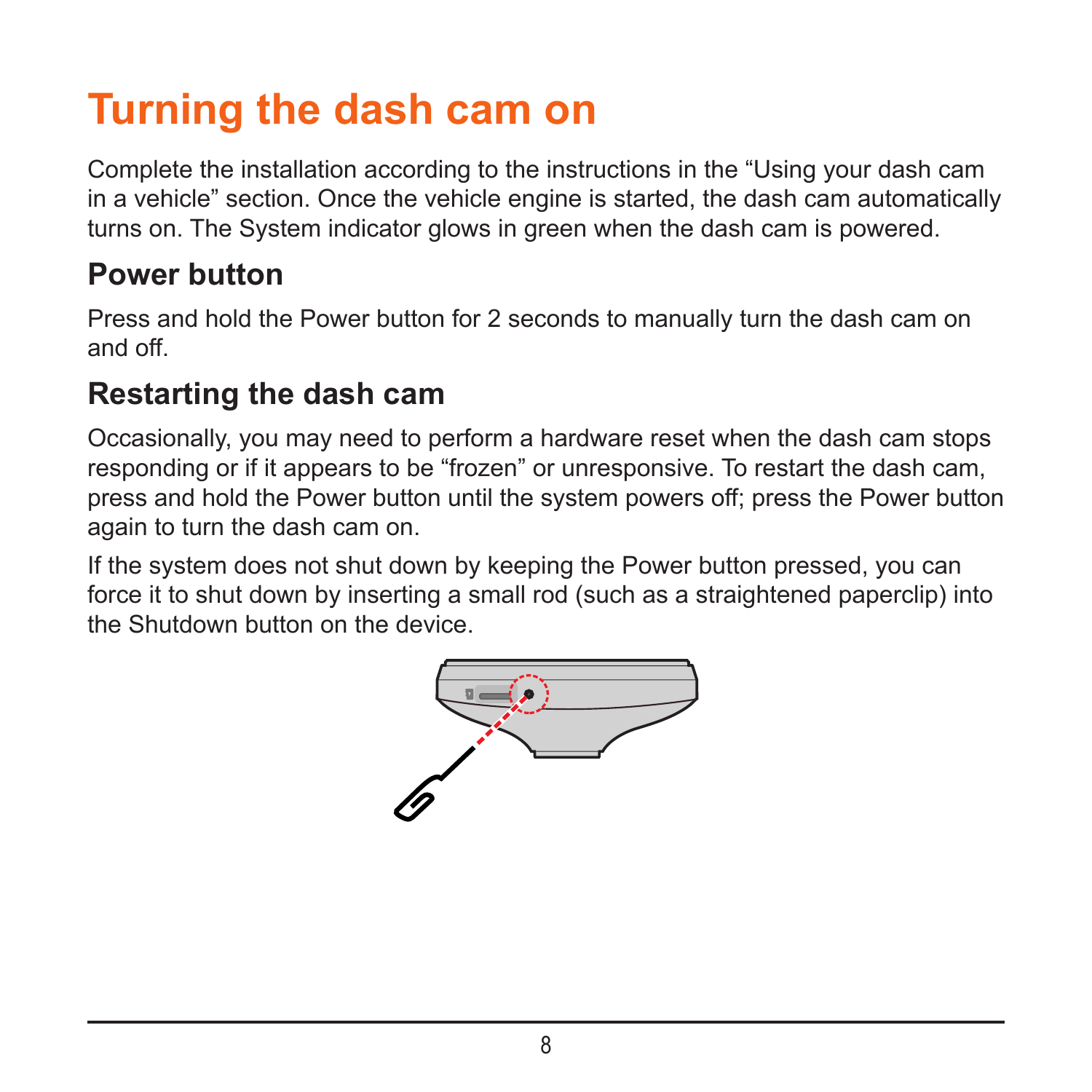# Turning the dash cam on

Complete the installation according to the instructions in the “Using your dash cam in a vehicle” section. Once the vehicle engine is started, the dash cam automatically turns on. The System indicator glows in green when the dash cam is powered.

## Power button

Press and hold the Power button for 2 seconds to manually turn the dash cam on and off.

## Restarting the dash cam

Occasionally, you may need to perform a hardware reset when the dash cam stops responding or if it appears to be “frozen” or unresponsive. To restart the dash cam, press and hold the Power button until the system powers off; press the Power button again to turn the dash cam on.

If the system does not shut down by keeping the Power button pressed, you can force it to shut down by inserting a small rod (such as a straightened paperclip) into the Shutdown button on the device.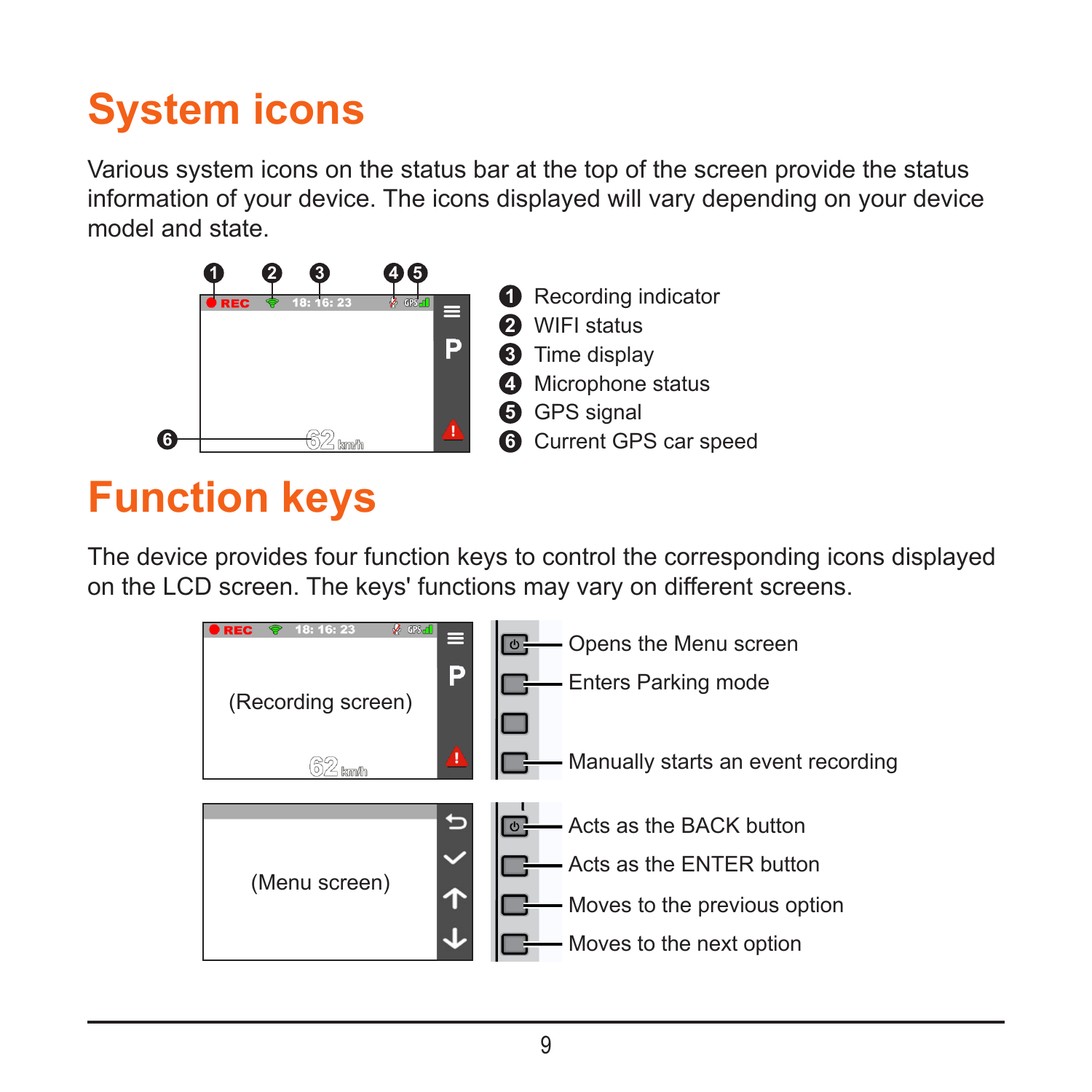# System icons

Various system icons on the status bar at the top of the screen provide the status information of your device. The icons displayed will vary depending on your device model and state.

1. Recording indicator
2. WIFI status
3. Time display
4. Microphone status
5. GPS signal
6. Current GPS car speed

# Function keys

The device provides four function keys to control the corresponding icons displayed on the LCD screen. The keys' functions may vary on different screens.

(Recording screen)

- Opens the Menu screen
- Enters Parking mode
- Manually starts an event recording

(Menu screen)

- Acts as the BACK button
- Acts as the ENTER button
- Moves to the previous option
- Moves to the next option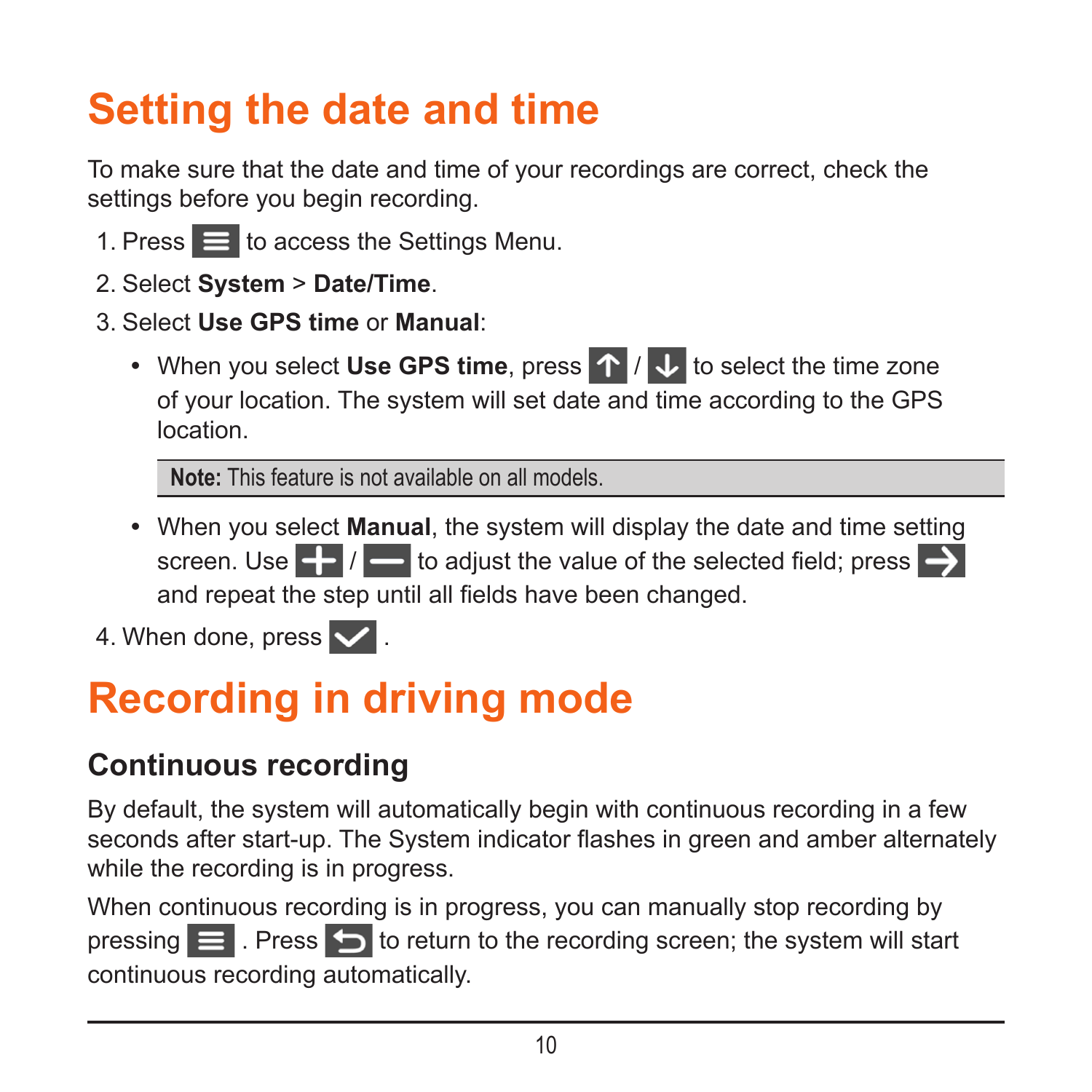# Setting the date and time

To make sure that the date and time of your recordings are correct, check the settings before you begin recording.

1. Press ☰ to access the Settings Menu.
2. Select **System** > **Date/Time**.
3. Select **Use GPS time** or **Manual**:
   - When you select **Use GPS time**, press ↑ / ↓ to select the time zone of your location. The system will set date and time according to the GPS location.

     **Note:** This feature is not available on all models.

   - When you select **Manual**, the system will display the date and time setting screen. Use + / − to adjust the value of the selected field; press → and repeat the step until all fields have been changed.
4. When done, press ✓ .

# Recording in driving mode

## Continuous recording

By default, the system will automatically begin with continuous recording in a few seconds after start-up. The System indicator flashes in green and amber alternately while the recording is in progress.

When continuous recording is in progress, you can manually stop recording by pressing ☰ . Press ↩ to return to the recording screen; the system will start continuous recording automatically.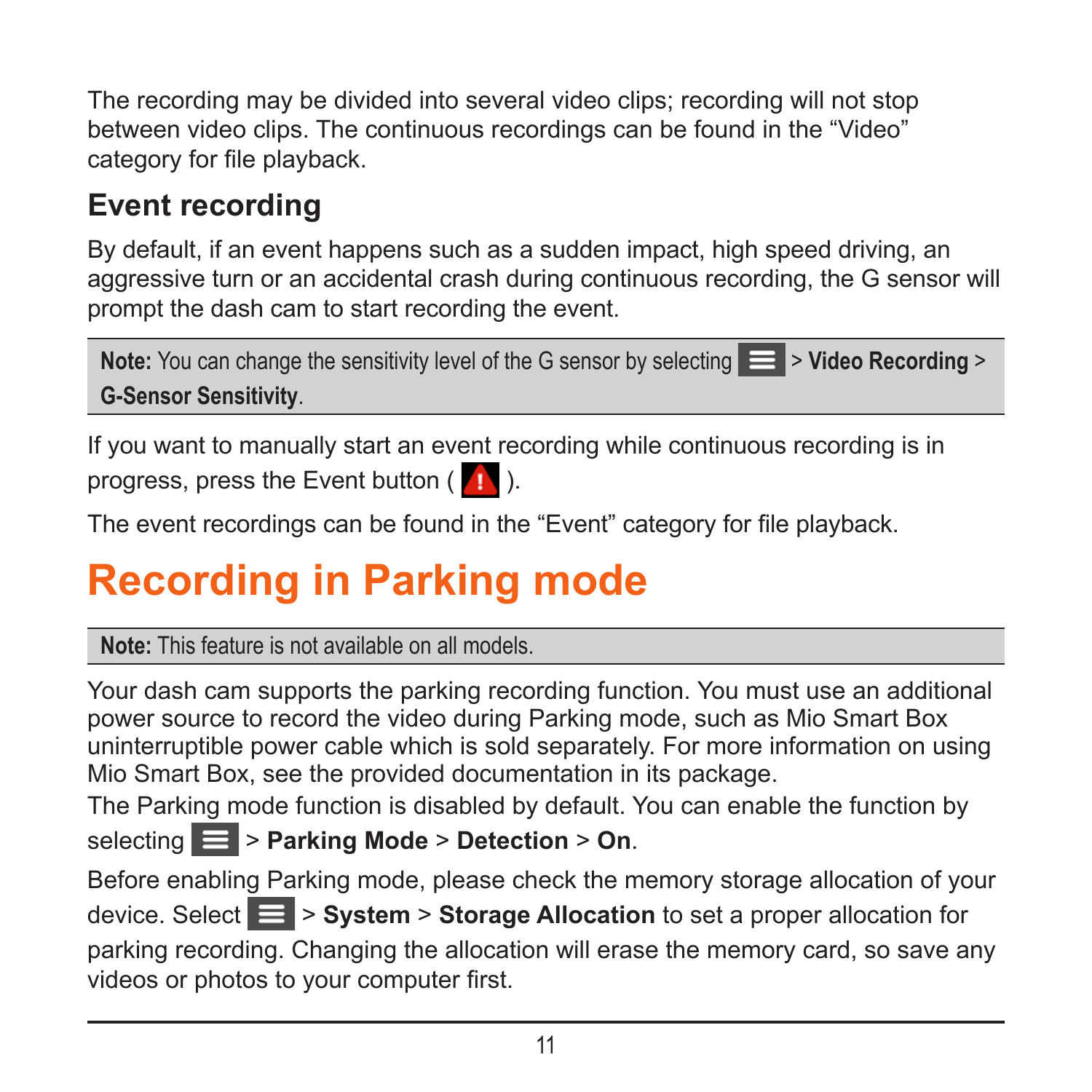The recording may be divided into several video clips; recording will not stop between video clips. The continuous recordings can be found in the "Video" category for file playback.

## Event recording

By default, if an event happens such as a sudden impact, high speed driving, an aggressive turn or an accidental crash during continuous recording, the G sensor will prompt the dash cam to start recording the event.

**Note:** You can change the sensitivity level of the G sensor by selecting ☰ > **Video Recording** > **G-Sensor Sensitivity**.

If you want to manually start an event recording while continuous recording is in progress, press the Event button ( ⚠ ).

The event recordings can be found in the "Event" category for file playback.

# Recording in Parking mode

**Note:** This feature is not available on all models.

Your dash cam supports the parking recording function. You must use an additional power source to record the video during Parking mode, such as Mio Smart Box uninterruptible power cable which is sold separately. For more information on using Mio Smart Box, see the provided documentation in its package.

The Parking mode function is disabled by default. You can enable the function by selecting ☰ > **Parking Mode** > **Detection** > **On**.

Before enabling Parking mode, please check the memory storage allocation of your device. Select ☰ > **System** > **Storage Allocation** to set a proper allocation for parking recording. Changing the allocation will erase the memory card, so save any videos or photos to your computer first.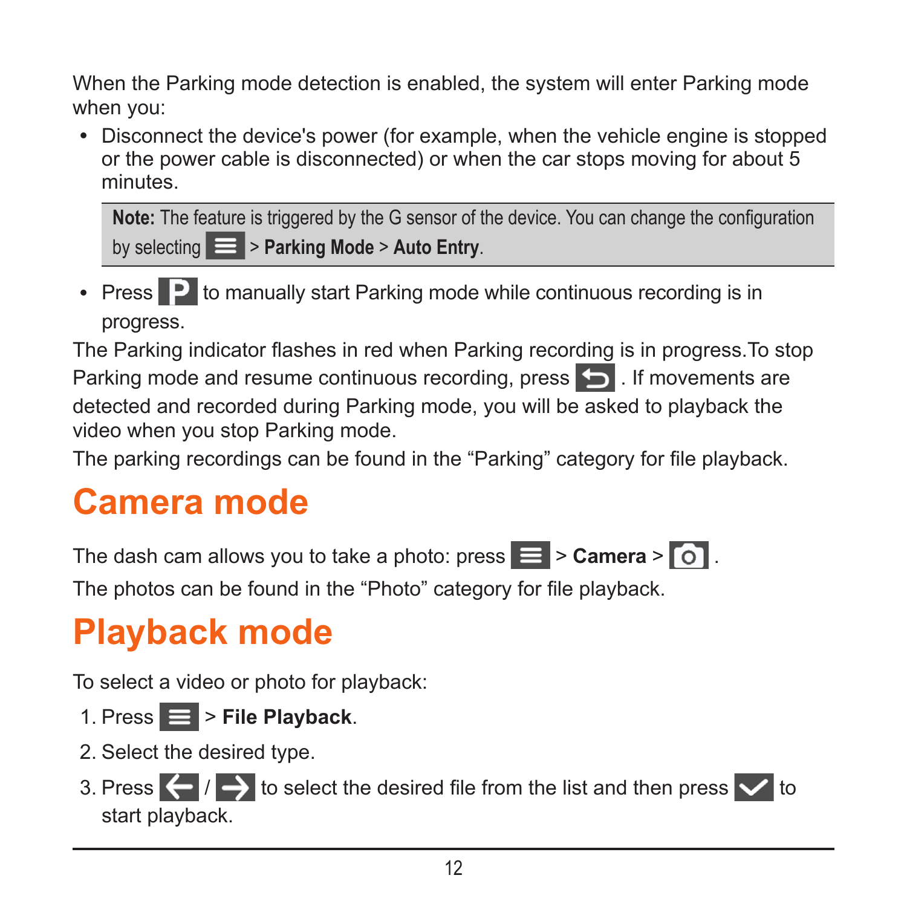When the Parking mode detection is enabled, the system will enter Parking mode when you:

- Disconnect the device's power (for example, when the vehicle engine is stopped or the power cable is disconnected) or when the car stops moving for about 5 minutes.

> **Note:** The feature is triggered by the G sensor of the device. You can change the configuration by selecting > **Parking Mode** > **Auto Entry**.

- Press to manually start Parking mode while continuous recording is in progress.

The Parking indicator flashes in red when Parking recording is in progress.To stop Parking mode and resume continuous recording, press . If movements are detected and recorded during Parking mode, you will be asked to playback the video when you stop Parking mode.

The parking recordings can be found in the “Parking” category for file playback.

# Camera mode

The dash cam allows you to take a photo: press > **Camera** > .

The photos can be found in the “Photo” category for file playback.

# Playback mode

To select a video or photo for playback:

1. Press > **File Playback**.
2. Select the desired type.
3. Press / to select the desired file from the list and then press to start playback.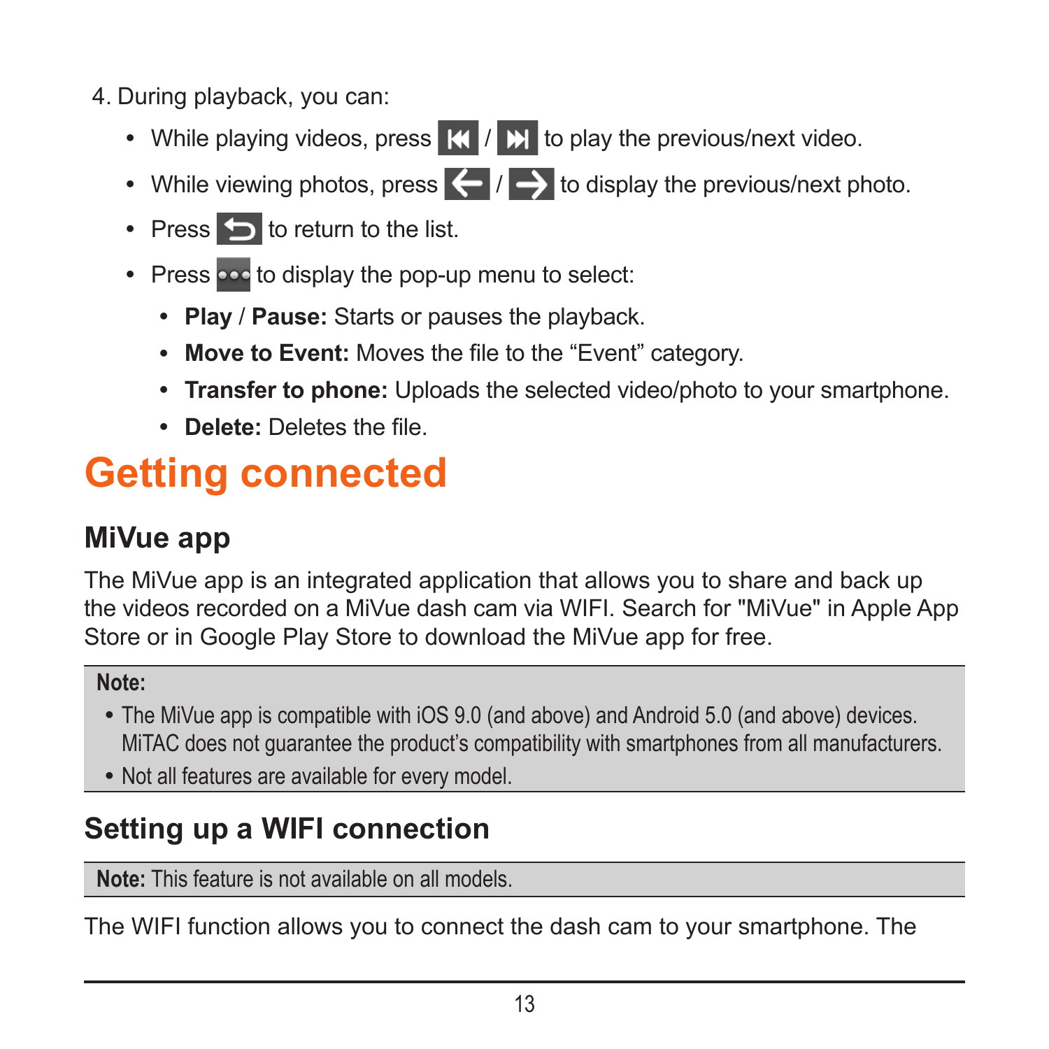4. During playback, you can:
   - While playing videos, press ⏮ / ⏭ to play the previous/next video.
   - While viewing photos, press ← / → to display the previous/next photo.
   - Press ↩ to return to the list.
   - Press ••• to display the pop-up menu to select:
     - **Play** / **Pause:** Starts or pauses the playback.
     - **Move to Event:** Moves the file to the “Event” category.
     - **Transfer to phone:** Uploads the selected video/photo to your smartphone.
     - **Delete:** Deletes the file.

# Getting connected

## MiVue app

The MiVue app is an integrated application that allows you to share and back up the videos recorded on a MiVue dash cam via WIFI. Search for "MiVue" in Apple App Store or in Google Play Store to download the MiVue app for free.

**Note:**
- The MiVue app is compatible with iOS 9.0 (and above) and Android 5.0 (and above) devices. MiTAC does not guarantee the product’s compatibility with smartphones from all manufacturers.
- Not all features are available for every model.

## Setting up a WIFI connection

**Note:** This feature is not available on all models.

The WIFI function allows you to connect the dash cam to your smartphone. The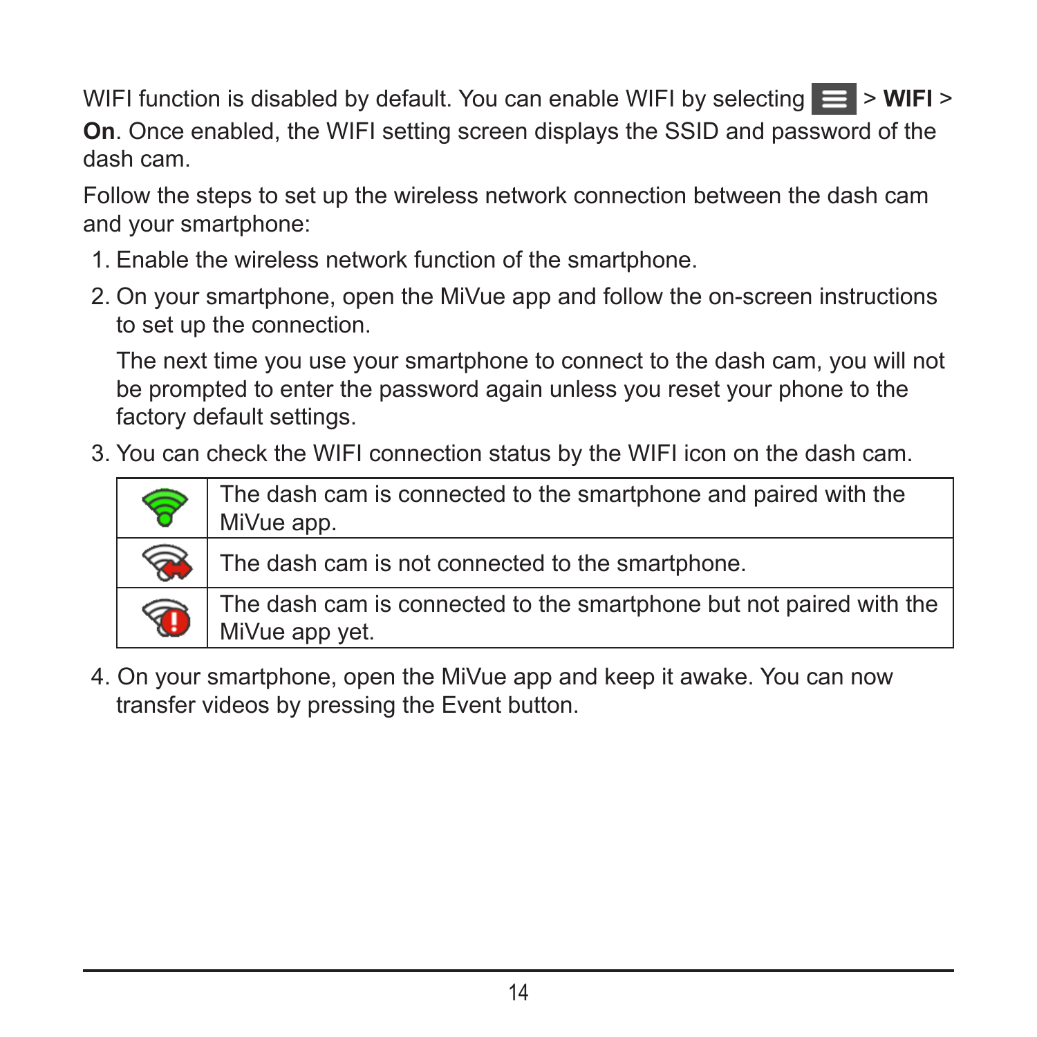WIFI function is disabled by default. You can enable WIFI by selecting ☰ > **WIFI** > **On**. Once enabled, the WIFI setting screen displays the SSID and password of the dash cam.

Follow the steps to set up the wireless network connection between the dash cam and your smartphone:

1. Enable the wireless network function of the smartphone.
2. On your smartphone, open the MiVue app and follow the on-screen instructions to set up the connection.

   The next time you use your smartphone to connect to the dash cam, you will not be prompted to enter the password again unless you reset your phone to the factory default settings.
3. You can check the WIFI connection status by the WIFI icon on the dash cam.

| | |
|---|---|
| | The dash cam is connected to the smartphone and paired with the MiVue app. |
| | The dash cam is not connected to the smartphone. |
| | The dash cam is connected to the smartphone but not paired with the MiVue app yet. |

4. On your smartphone, open the MiVue app and keep it awake. You can now transfer videos by pressing the Event button.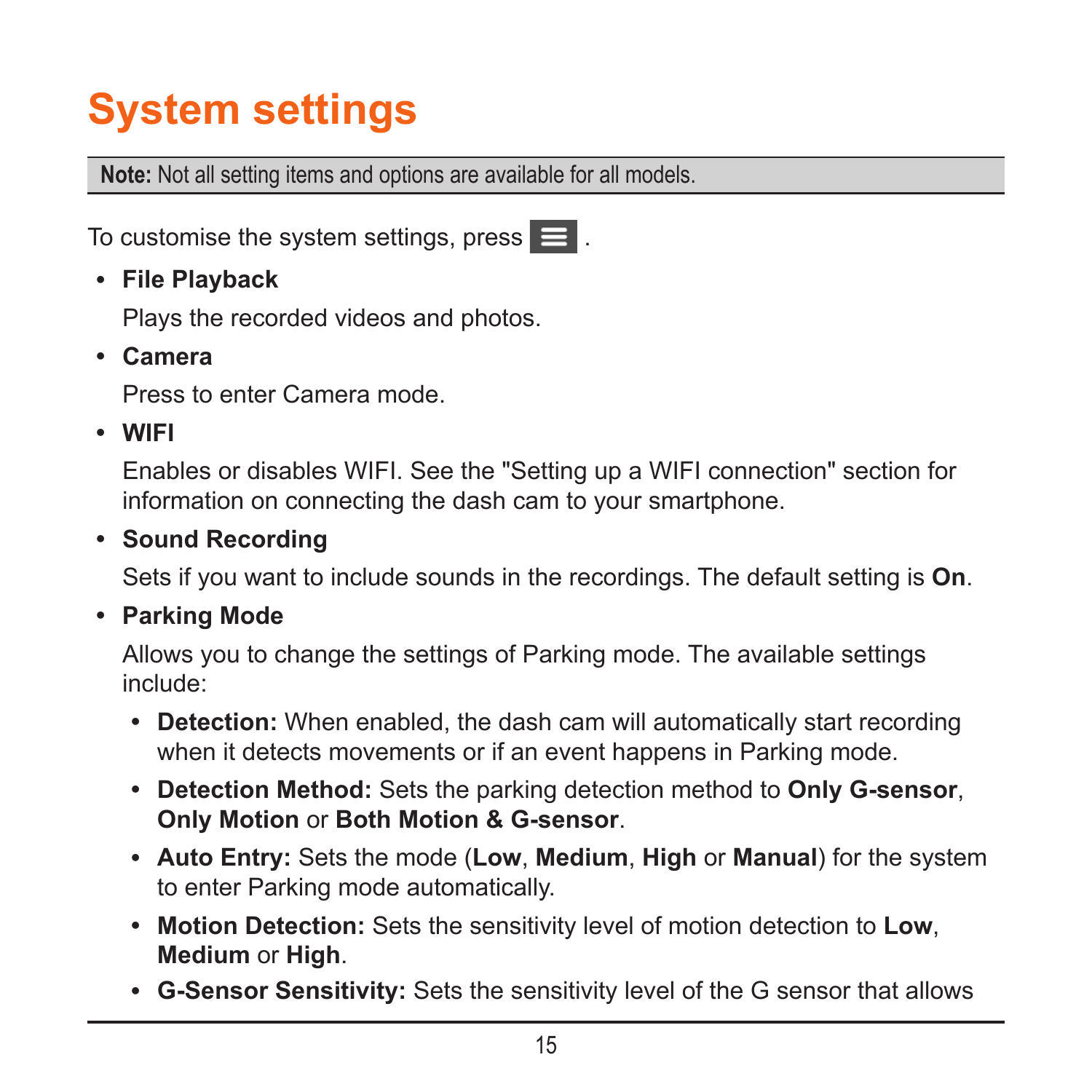# System settings

**Note:** Not all setting items and options are available for all models.

To customise the system settings, press ☰ .

- **File Playback**

  Plays the recorded videos and photos.

- **Camera**

  Press to enter Camera mode.

- **WIFI**

  Enables or disables WIFI. See the "Setting up a WIFI connection" section for information on connecting the dash cam to your smartphone.

- **Sound Recording**

  Sets if you want to include sounds in the recordings. The default setting is **On**.

- **Parking Mode**

  Allows you to change the settings of Parking mode. The available settings include:

  - **Detection:** When enabled, the dash cam will automatically start recording when it detects movements or if an event happens in Parking mode.
  - **Detection Method:** Sets the parking detection method to **Only G-sensor**, **Only Motion** or **Both Motion & G-sensor**.
  - **Auto Entry:** Sets the mode (**Low**, **Medium**, **High** or **Manual**) for the system to enter Parking mode automatically.
  - **Motion Detection:** Sets the sensitivity level of motion detection to **Low**, **Medium** or **High**.
  - **G-Sensor Sensitivity:** Sets the sensitivity level of the G sensor that allows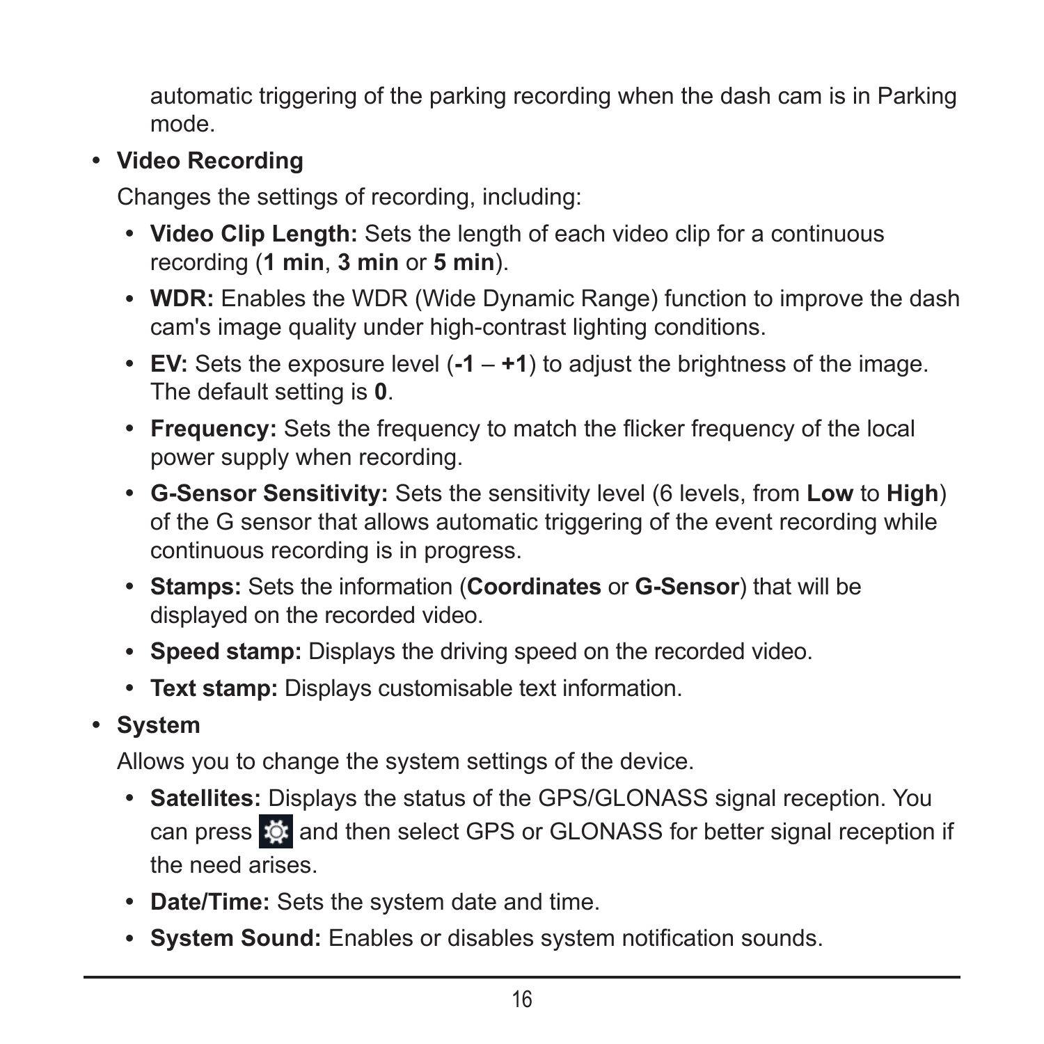automatic triggering of the parking recording when the dash cam is in Parking mode.

- **Video Recording**

  Changes the settings of recording, including:

  - **Video Clip Length:** Sets the length of each video clip for a continuous recording (**1 min**, **3 min** or **5 min**).
  - **WDR:** Enables the WDR (Wide Dynamic Range) function to improve the dash cam's image quality under high-contrast lighting conditions.
  - **EV:** Sets the exposure level (**-1** – **+1**) to adjust the brightness of the image. The default setting is **0**.
  - **Frequency:** Sets the frequency to match the flicker frequency of the local power supply when recording.
  - **G-Sensor Sensitivity:** Sets the sensitivity level (6 levels, from **Low** to **High**) of the G sensor that allows automatic triggering of the event recording while continuous recording is in progress.
  - **Stamps:** Sets the information (**Coordinates** or **G-Sensor**) that will be displayed on the recorded video.
  - **Speed stamp:** Displays the driving speed on the recorded video.
  - **Text stamp:** Displays customisable text information.

- **System**

  Allows you to change the system settings of the device.

  - **Satellites:** Displays the status of the GPS/GLONASS signal reception. You can press ⚙ and then select GPS or GLONASS for better signal reception if the need arises.
  - **Date/Time:** Sets the system date and time.
  - **System Sound:** Enables or disables system notification sounds.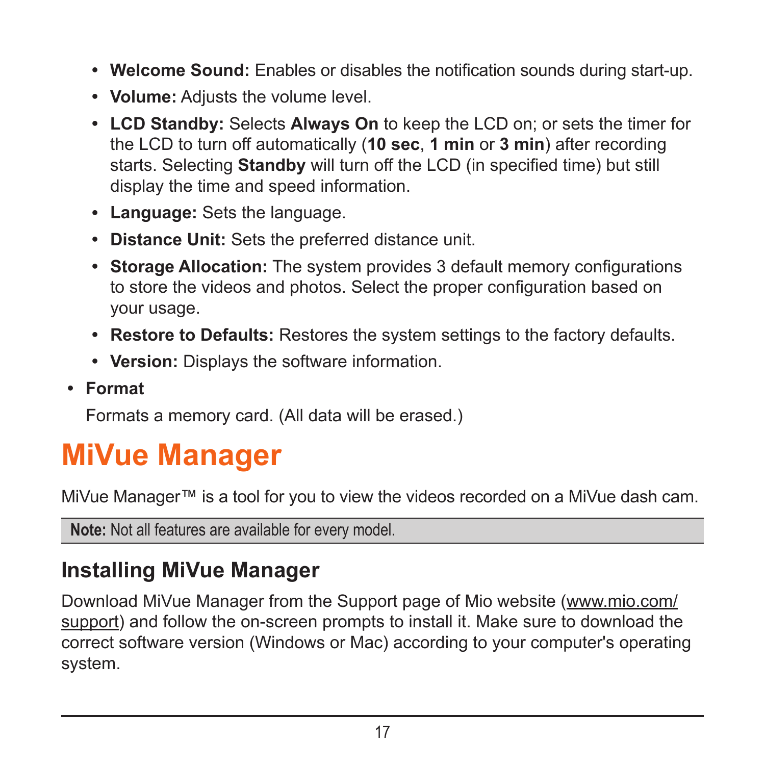- **Welcome Sound:** Enables or disables the notification sounds during start-up.
  - **Volume:** Adjusts the volume level.
  - **LCD Standby:** Selects **Always On** to keep the LCD on; or sets the timer for the LCD to turn off automatically (**10 sec**, **1 min** or **3 min**) after recording starts. Selecting **Standby** will turn off the LCD (in specified time) but still display the time and speed information.
  - **Language:** Sets the language.
  - **Distance Unit:** Sets the preferred distance unit.
  - **Storage Allocation:** The system provides 3 default memory configurations to store the videos and photos. Select the proper configuration based on your usage.
  - **Restore to Defaults:** Restores the system settings to the factory defaults.
  - **Version:** Displays the software information.
- **Format**

  Formats a memory card. (All data will be erased.)

# MiVue Manager

MiVue Manager™ is a tool for you to view the videos recorded on a MiVue dash cam.

**Note:** Not all features are available for every model.

## Installing MiVue Manager

Download MiVue Manager from the Support page of Mio website (www.mio.com/support) and follow the on-screen prompts to install it. Make sure to download the correct software version (Windows or Mac) according to your computer's operating system.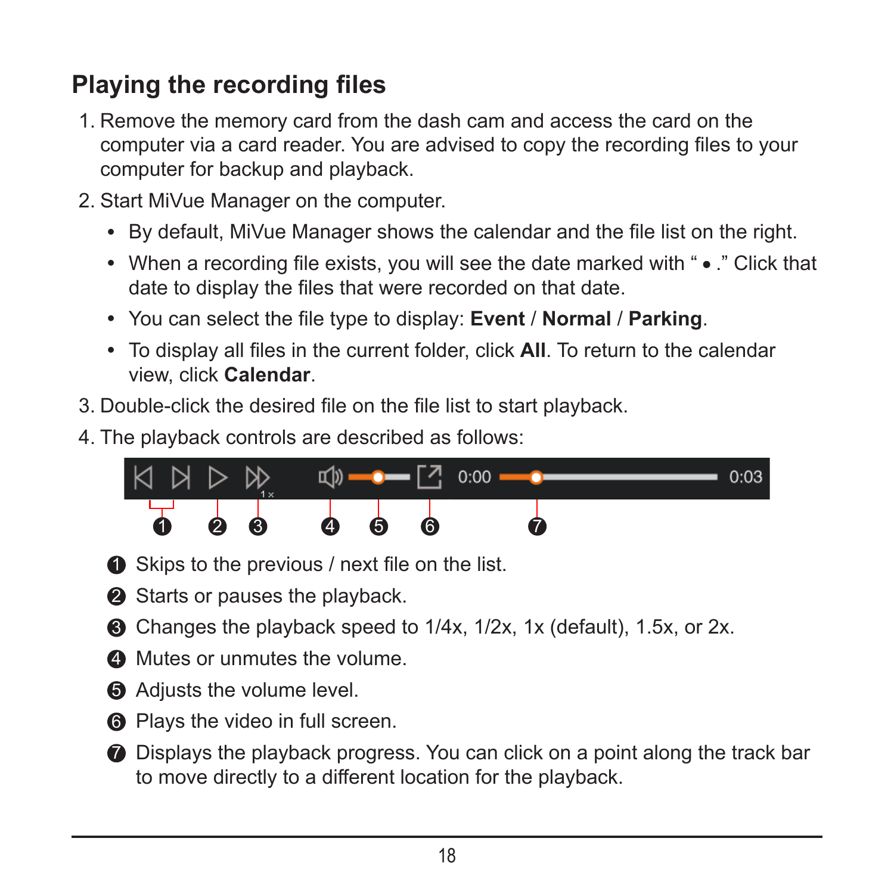## Playing the recording files

1. Remove the memory card from the dash cam and access the card on the computer via a card reader. You are advised to copy the recording files to your computer for backup and playback.
2. Start MiVue Manager on the computer.
   - By default, MiVue Manager shows the calendar and the file list on the right.
   - When a recording file exists, you will see the date marked with " • ." Click that date to display the files that were recorded on that date.
   - You can select the file type to display: **Event** / **Normal** / **Parking**.
   - To display all files in the current folder, click **All**. To return to the calendar view, click **Calendar**.
3. Double-click the desired file on the file list to start playback.
4. The playback controls are described as follows:

❶ Skips to the previous / next file on the list.

❷ Starts or pauses the playback.

❸ Changes the playback speed to 1/4x, 1/2x, 1x (default), 1.5x, or 2x.

❹ Mutes or unmutes the volume.

❺ Adjusts the volume level.

❻ Plays the video in full screen.

❼ Displays the playback progress. You can click on a point along the track bar to move directly to a different location for the playback.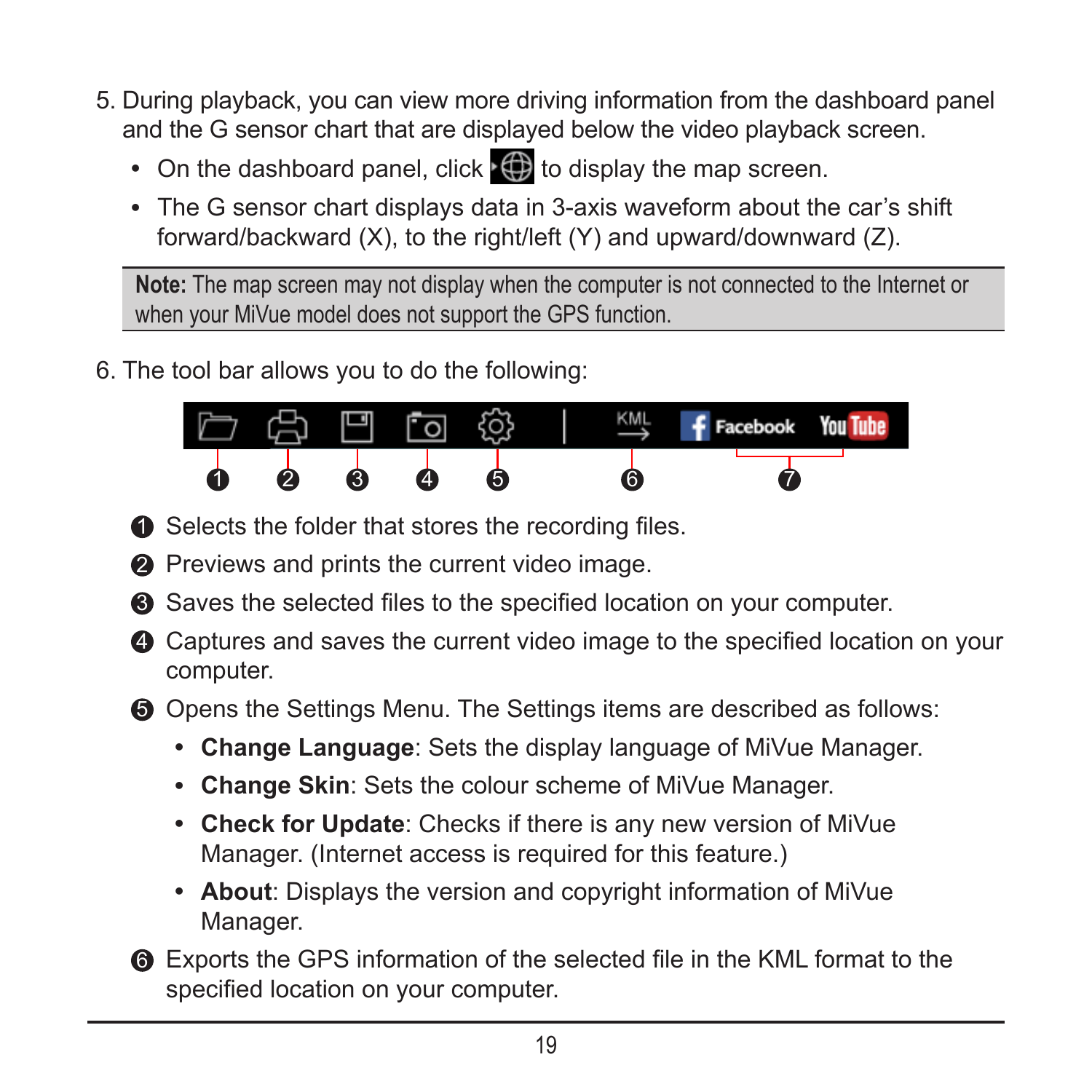5. During playback, you can view more driving information from the dashboard panel and the G sensor chart that are displayed below the video playback screen.

   - On the dashboard panel, click to display the map screen.
   - The G sensor chart displays data in 3-axis waveform about the car's shift forward/backward (X), to the right/left (Y) and upward/downward (Z).

> **Note:** The map screen may not display when the computer is not connected to the Internet or when your MiVue model does not support the GPS function.

6. The tool bar allows you to do the following:

   ❶ Selects the folder that stores the recording files.

   ❷ Previews and prints the current video image.

   ❸ Saves the selected files to the specified location on your computer.

   ❹ Captures and saves the current video image to the specified location on your computer.

   ❺ Opens the Settings Menu. The Settings items are described as follows:

   - **Change Language**: Sets the display language of MiVue Manager.
   - **Change Skin**: Sets the colour scheme of MiVue Manager.
   - **Check for Update**: Checks if there is any new version of MiVue Manager. (Internet access is required for this feature.)
   - **About**: Displays the version and copyright information of MiVue Manager.

   ❻ Exports the GPS information of the selected file in the KML format to the specified location on your computer.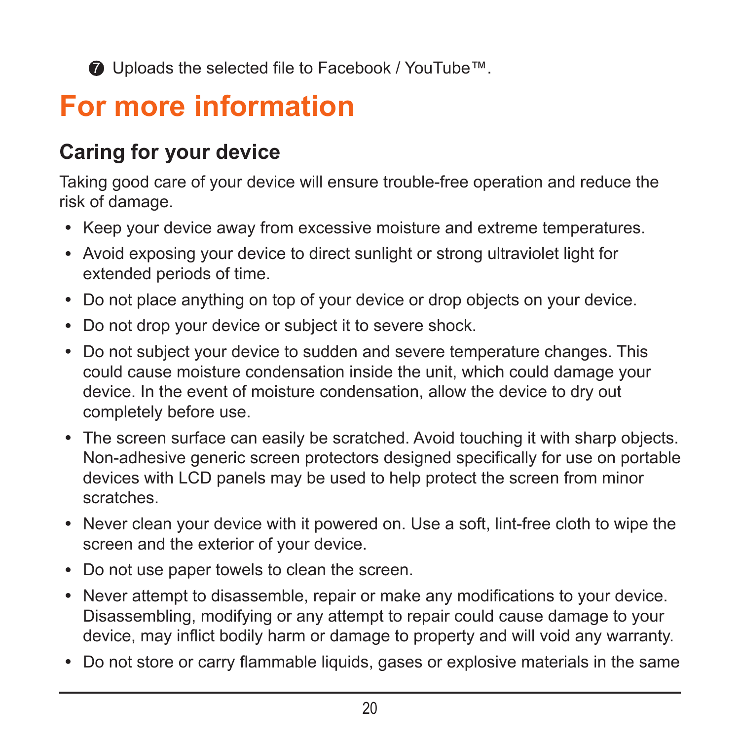❼ Uploads the selected file to Facebook / YouTube™.

# For more information

## Caring for your device

Taking good care of your device will ensure trouble-free operation and reduce the risk of damage.

- Keep your device away from excessive moisture and extreme temperatures.
- Avoid exposing your device to direct sunlight or strong ultraviolet light for extended periods of time.
- Do not place anything on top of your device or drop objects on your device.
- Do not drop your device or subject it to severe shock.
- Do not subject your device to sudden and severe temperature changes. This could cause moisture condensation inside the unit, which could damage your device. In the event of moisture condensation, allow the device to dry out completely before use.
- The screen surface can easily be scratched. Avoid touching it with sharp objects. Non-adhesive generic screen protectors designed specifically for use on portable devices with LCD panels may be used to help protect the screen from minor scratches.
- Never clean your device with it powered on. Use a soft, lint-free cloth to wipe the screen and the exterior of your device.
- Do not use paper towels to clean the screen.
- Never attempt to disassemble, repair or make any modifications to your device. Disassembling, modifying or any attempt to repair could cause damage to your device, may inflict bodily harm or damage to property and will void any warranty.
- Do not store or carry flammable liquids, gases or explosive materials in the same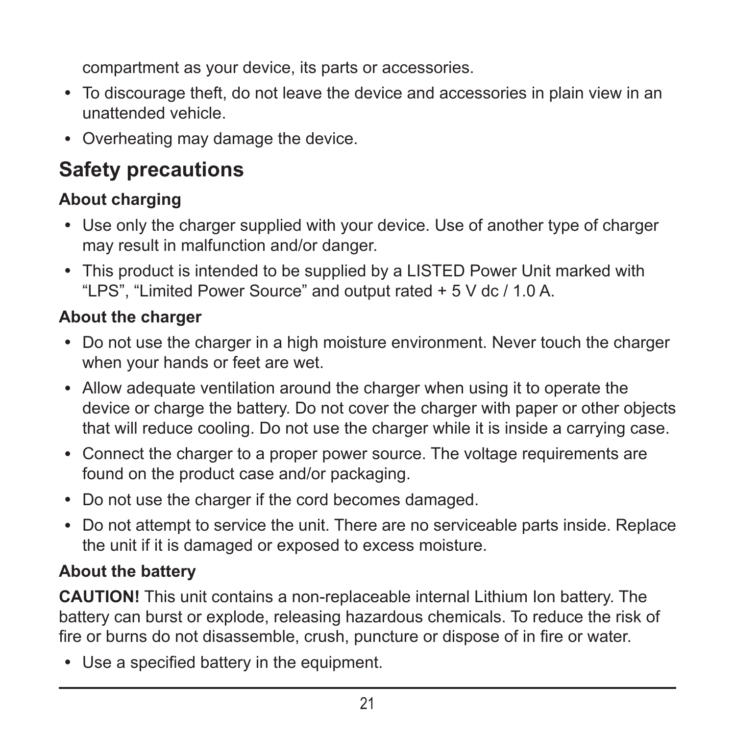compartment as your device, its parts or accessories.

- To discourage theft, do not leave the device and accessories in plain view in an unattended vehicle.
- Overheating may damage the device.

## Safety precautions

### About charging

- Use only the charger supplied with your device. Use of another type of charger may result in malfunction and/or danger.
- This product is intended to be supplied by a LISTED Power Unit marked with "LPS", "Limited Power Source" and output rated + 5 V dc / 1.0 A.

### About the charger

- Do not use the charger in a high moisture environment. Never touch the charger when your hands or feet are wet.
- Allow adequate ventilation around the charger when using it to operate the device or charge the battery. Do not cover the charger with paper or other objects that will reduce cooling. Do not use the charger while it is inside a carrying case.
- Connect the charger to a proper power source. The voltage requirements are found on the product case and/or packaging.
- Do not use the charger if the cord becomes damaged.
- Do not attempt to service the unit. There are no serviceable parts inside. Replace the unit if it is damaged or exposed to excess moisture.

### About the battery

**CAUTION!** This unit contains a non-replaceable internal Lithium Ion battery. The battery can burst or explode, releasing hazardous chemicals. To reduce the risk of fire or burns do not disassemble, crush, puncture or dispose of in fire or water.

- Use a specified battery in the equipment.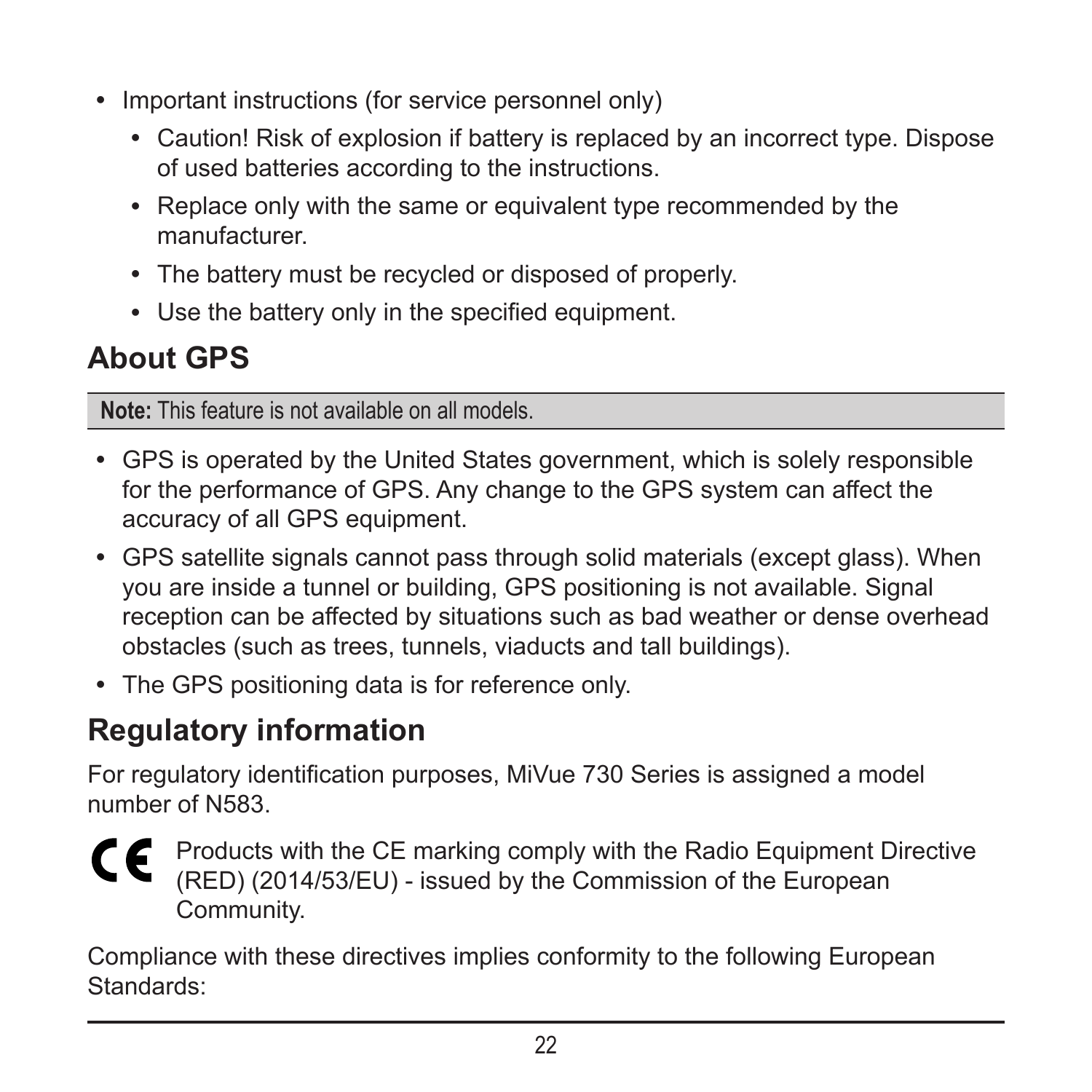- Important instructions (for service personnel only)
  - Caution! Risk of explosion if battery is replaced by an incorrect type. Dispose of used batteries according to the instructions.
  - Replace only with the same or equivalent type recommended by the manufacturer.
  - The battery must be recycled or disposed of properly.
  - Use the battery only in the specified equipment.

## About GPS

**Note:** This feature is not available on all models.

- GPS is operated by the United States government, which is solely responsible for the performance of GPS. Any change to the GPS system can affect the accuracy of all GPS equipment.
- GPS satellite signals cannot pass through solid materials (except glass). When you are inside a tunnel or building, GPS positioning is not available. Signal reception can be affected by situations such as bad weather or dense overhead obstacles (such as trees, tunnels, viaducts and tall buildings).
- The GPS positioning data is for reference only.

## Regulatory information

For regulatory identification purposes, MiVue 730 Series is assigned a model number of N583.

CE Products with the CE marking comply with the Radio Equipment Directive (RED) (2014/53/EU) - issued by the Commission of the European Community.

Compliance with these directives implies conformity to the following European Standards: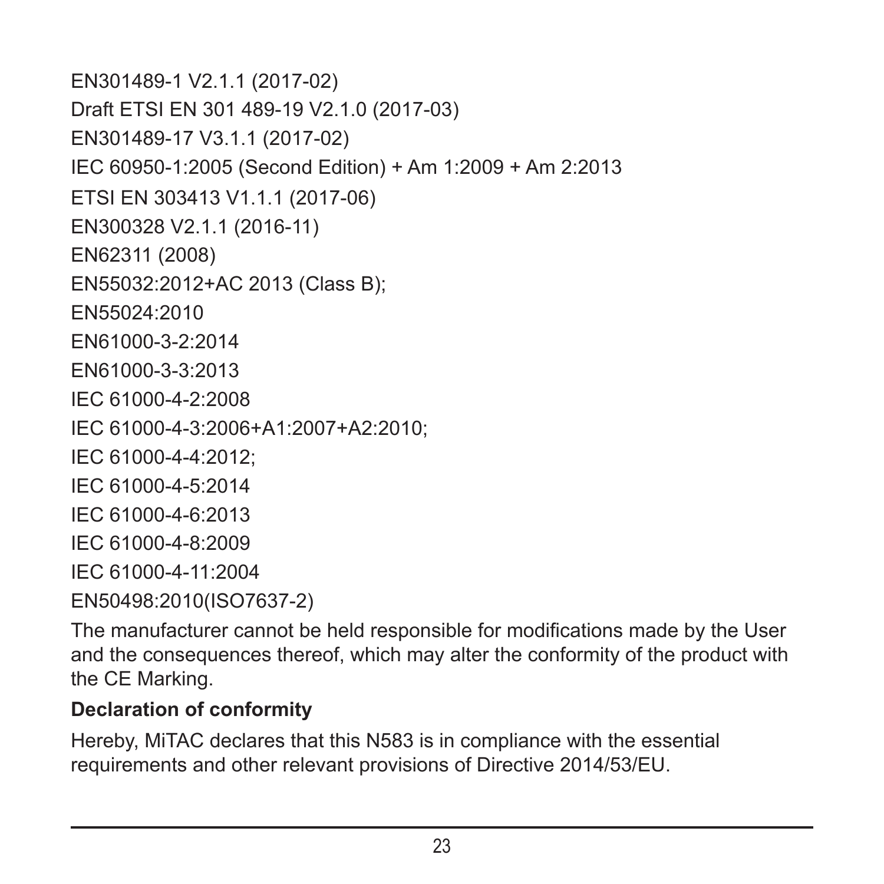EN301489-1 V2.1.1 (2017-02)

Draft ETSI EN 301 489-19 V2.1.0 (2017-03)

EN301489-17 V3.1.1 (2017-02)

IEC 60950-1:2005 (Second Edition) + Am 1:2009 + Am 2:2013

ETSI EN 303413 V1.1.1 (2017-06)

EN300328 V2.1.1 (2016-11)

EN62311 (2008)

EN55032:2012+AC 2013 (Class B);

EN55024:2010

EN61000-3-2:2014

EN61000-3-3:2013

IEC 61000-4-2:2008

IEC 61000-4-3:2006+A1:2007+A2:2010;

IEC 61000-4-4:2012;

IEC 61000-4-5:2014

IEC 61000-4-6:2013

IEC 61000-4-8:2009

IEC 61000-4-11:2004

EN50498:2010(ISO7637-2)

The manufacturer cannot be held responsible for modifications made by the User and the consequences thereof, which may alter the conformity of the product with the CE Marking.

**Declaration of conformity**

Hereby, MiTAC declares that this N583 is in compliance with the essential requirements and other relevant provisions of Directive 2014/53/EU.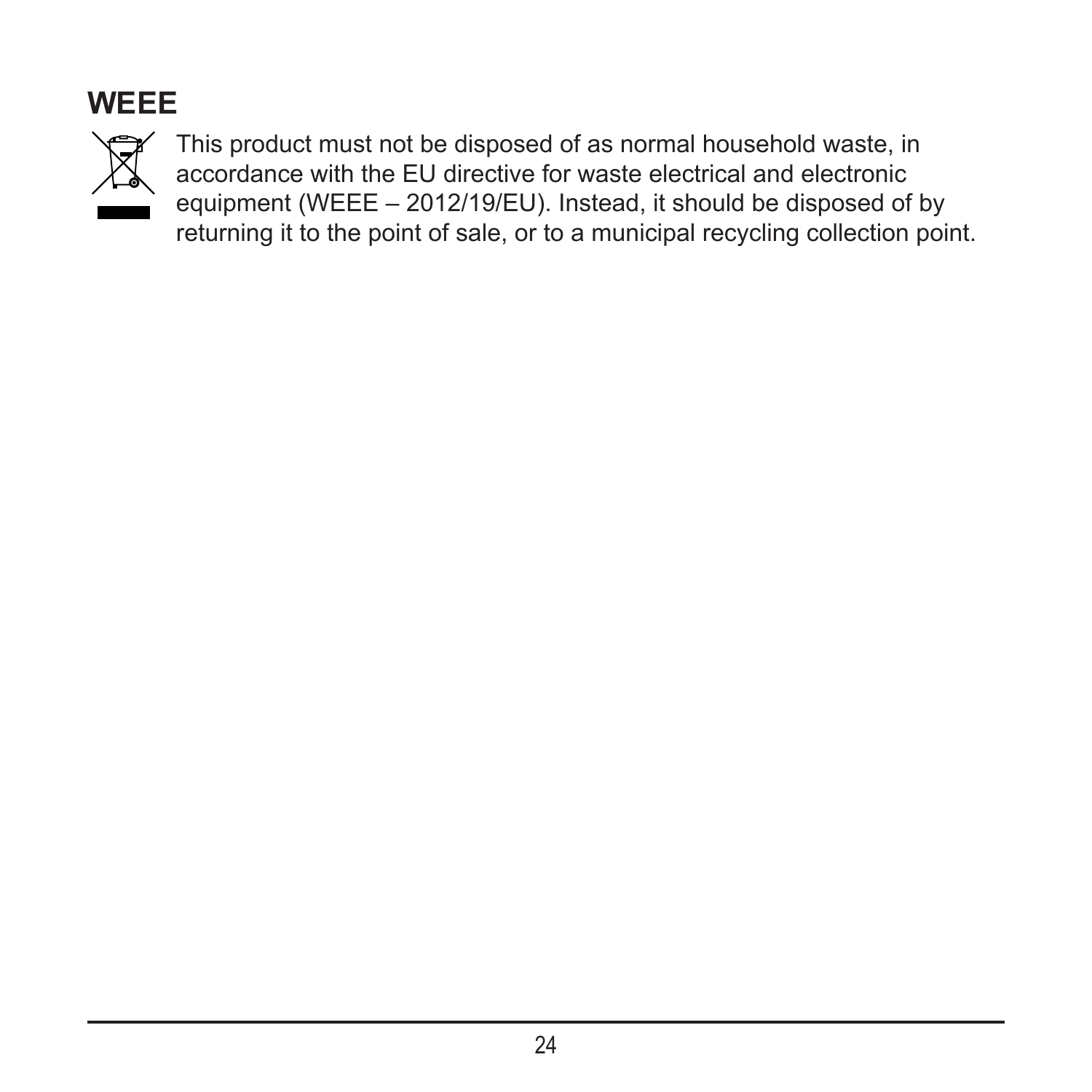## WEEE

This product must not be disposed of as normal household waste, in accordance with the EU directive for waste electrical and electronic equipment (WEEE – 2012/19/EU). Instead, it should be disposed of by returning it to the point of sale, or to a municipal recycling collection point.